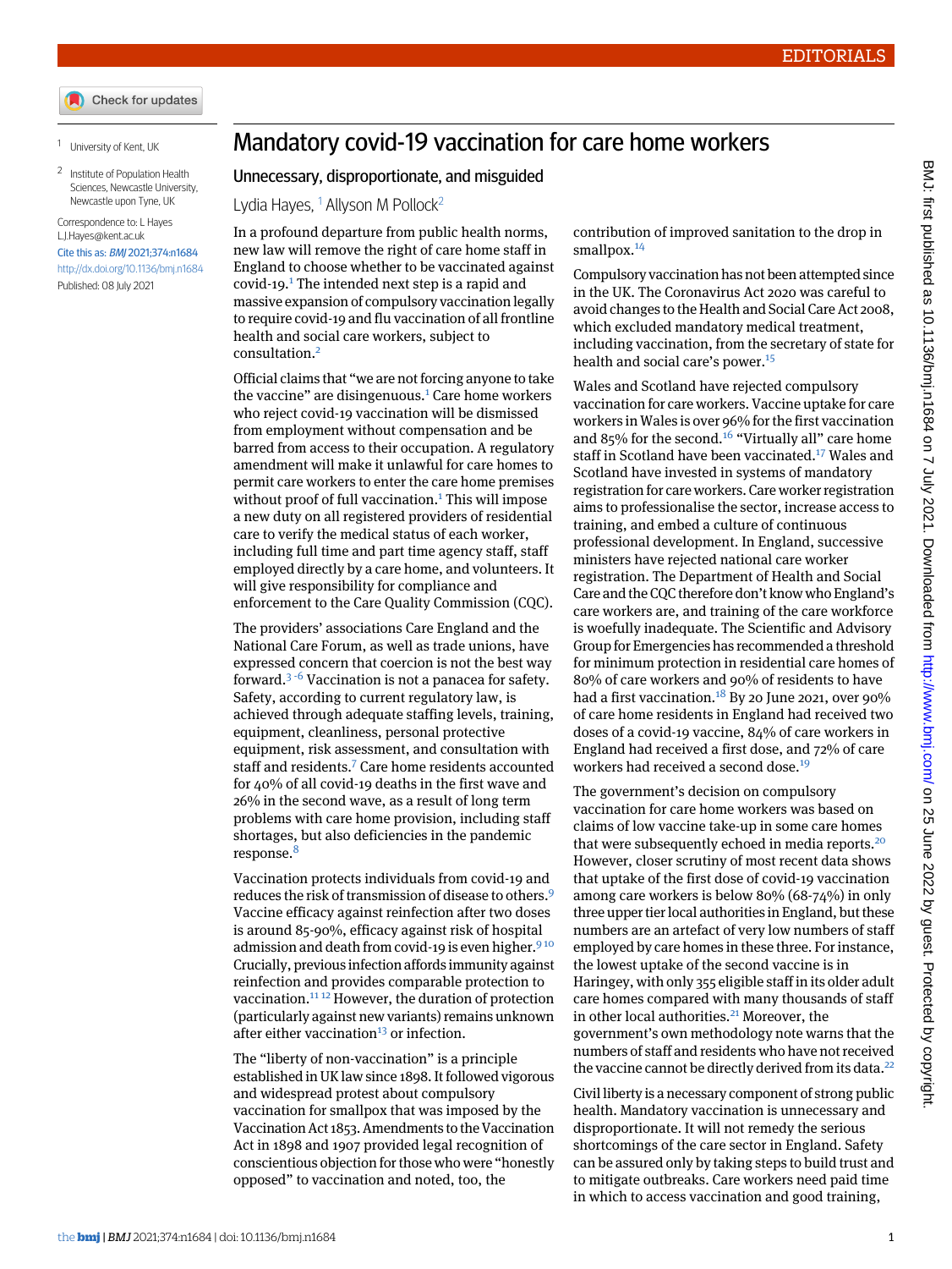# Mandatory covid-19 vaccination for care home workers

## Unnecessary, disproportionate, and misguided

Lydia Hayes,[1] Allyson M Pollock[2]

[1] University of Kent, UK

[2] Institute of Population Health Sciences, Newcastle University, Newcastle upon Tyne, UK

Correspondence to: L Hayes L.J.Hayes@kent.ac.uk

Cite this as: *BMJ* 2021;374:n1684

http://dx.doi.org/10.1136/bmj.n1684

Published: 08 July 2021

In a profound departure from public health norms, new law will remove the right of care home staff in England to choose whether to be vaccinated against covid-19.[1] The intended next step is a rapid and massive expansion of compulsory vaccination legally to require covid-19 and flu vaccination of all frontline health and social care workers, subject to consultation.[2]

Official claims that "we are not forcing anyone to take the vaccine" are disingenuous.[1] Care home workers who reject covid-19 vaccination will be dismissed from employment without compensation and be barred from access to their occupation. A regulatory amendment will make it unlawful for care homes to permit care workers to enter the care home premises without proof of full vaccination.[1] This will impose a new duty on all registered providers of residential care to verify the medical status of each worker, including full time and part time agency staff, staff employed directly by a care home, and volunteers. It will give responsibility for compliance and enforcement to the Care Quality Commission (CQC).

The providers' associations Care England and the National Care Forum, as well as trade unions, have expressed concern that coercion is not the best way forward.[3-6] Vaccination is not a panacea for safety. Safety, according to current regulatory law, is achieved through adequate staffing levels, training, equipment, cleanliness, personal protective equipment, risk assessment, and consultation with staff and residents.[7] Care home residents accounted for 40% of all covid-19 deaths in the first wave and 26% in the second wave, as a result of long term problems with care home provision, including staff shortages, but also deficiencies in the pandemic response.[8]

Vaccination protects individuals from covid-19 and reduces the risk of transmission of disease to others.[9] Vaccine efficacy against reinfection after two doses is around 85-90%, efficacy against risk of hospital admission and death from covid-19 is even higher.[9,10] Crucially, previous infection affords immunity against reinfection and provides comparable protection to vaccination.[11,12] However, the duration of protection (particularly against new variants) remains unknown after either vaccination[13] or infection.

The "liberty of non-vaccination" is a principle established in UK law since 1898. It followed vigorous and widespread protest about compulsory vaccination for smallpox that was imposed by the Vaccination Act 1853. Amendments to the Vaccination Act in 1898 and 1907 provided legal recognition of conscientious objection for those who were "honestly opposed" to vaccination and noted, too, the contribution of improved sanitation to the drop in smallpox.[14]

Compulsory vaccination has not been attempted since in the UK. The Coronavirus Act 2020 was careful to avoid changes to the Health and Social Care Act 2008, which excluded mandatory medical treatment, including vaccination, from the secretary of state for health and social care's power.[15]

Wales and Scotland have rejected compulsory vaccination for care workers. Vaccine uptake for care workers in Wales is over 96% for the first vaccination and 85% for the second.[16] "Virtually all" care home staff in Scotland have been vaccinated.[17] Wales and Scotland have invested in systems of mandatory registration for care workers. Care worker registration aims to professionalise the sector, increase access to training, and embed a culture of continuous professional development. In England, successive ministers have rejected national care worker registration. The Department of Health and Social Care and the CQC therefore don't know who England's care workers are, and training of the care workforce is woefully inadequate. The Scientific and Advisory Group for Emergencies has recommended a threshold for minimum protection in residential care homes of 80% of care workers and 90% of residents to have had a first vaccination.[18] By 20 June 2021, over 90% of care home residents in England had received two doses of a covid-19 vaccine, 84% of care workers in England had received a first dose, and 72% of care workers had received a second dose.[19]

The government's decision on compulsory vaccination for care home workers was based on claims of low vaccine take-up in some care homes that were subsequently echoed in media reports.[20] However, closer scrutiny of most recent data shows that uptake of the first dose of covid-19 vaccination among care workers is below 80% (68-74%) in only three upper tier local authorities in England, but these numbers are an artefact of very low numbers of staff employed by care homes in these three. For instance, the lowest uptake of the second vaccine is in Haringey, with only 355 eligible staff in its older adult care homes compared with many thousands of staff in other local authorities.[21] Moreover, the government's own methodology note warns that the numbers of staff and residents who have not received the vaccine cannot be directly derived from its data.[22]

Civil liberty is a necessary component of strong public health. Mandatory vaccination is unnecessary and disproportionate. It will not remedy the serious shortcomings of the care sector in England. Safety can be assured only by taking steps to build trust and to mitigate outbreaks. Care workers need paid time in which to access vaccination and good training,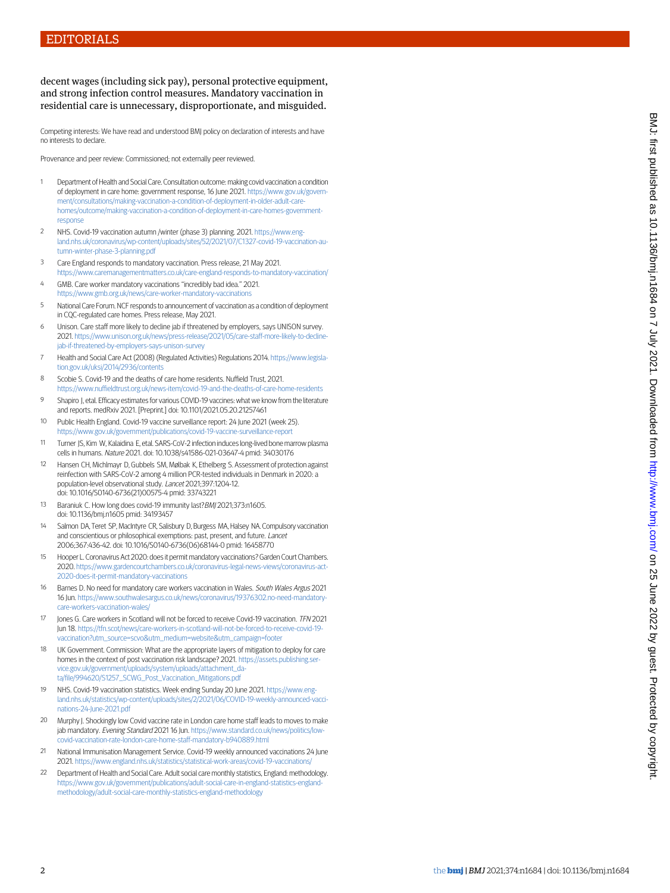decent wages (including sick pay), personal protective equipment, and strong infection control measures. Mandatory vaccination in residential care is unnecessary, disproportionate, and misguided.

Competing interests: We have read and understood BMJ policy on declaration of interests and have no interests to declare.

Provenance and peer review: Commissioned; not externally peer reviewed.

1. Department of Health and Social Care. Consultation outcome: making covid vaccination a condition of deployment in care home: government response, 16 June 2021. https://www.gov.uk/government/consultations/making-vaccination-a-condition-of-deployment-in-older-adult-care-homes/outcome/making-vaccination-a-condition-of-deployment-in-care-homes-government-response
2. NHS. Covid-19 vaccination autumn /winter (phase 3) planning. 2021. https://www.england.nhs.uk/coronavirus/wp-content/uploads/sites/52/2021/07/C1327-covid-19-vaccination-autumn-winter-phase-3-planning.pdf
3. Care England responds to mandatory vaccination. Press release, 21 May 2021. https://www.caremanagementmatters.co.uk/care-england-responds-to-mandatory-vaccination/
4. GMB. Care worker mandatory vaccinations "incredibly bad idea." 2021. https://www.gmb.org.uk/news/care-worker-mandatory-vaccinations
5. National Care Forum. NCF responds to announcement of vaccination as a condition of deployment in CQC-regulated care homes. Press release, May 2021.
6. Unison. Care staff more likely to decline jab if threatened by employers, says UNISON survey. 2021. https://www.unison.org.uk/news/press-release/2021/05/care-staff-more-likely-to-decline-jab-if-threatened-by-employers-says-unison-survey
7. Health and Social Care Act (2008) (Regulated Activities) Regulations 2014. https://www.legislation.gov.uk/uksi/2014/2936/contents
8. Scobie S. Covid-19 and the deaths of care home residents. Nuffield Trust, 2021. https://www.nuffieldtrust.org.uk/news-item/covid-19-and-the-deaths-of-care-home-residents
9. Shapiro J, etal. Efficacy estimates for various COVID-19 vaccines: what we know from the literature and reports. medRxiv 2021. [Preprint.] doi: 10.1101/2021.05.20.21257461
10. Public Health England. Covid-19 vaccine surveillance report: 24 June 2021 (week 25). https://www.gov.uk/government/publications/covid-19-vaccine-surveillance-report
11. Turner JS, Kim W, Kalaidina E, etal. SARS-CoV-2 infection induces long-lived bone marrow plasma cells in humans. *Nature* 2021. doi: 10.1038/s41586-021-03647-4 pmid: 34030176
12. Hansen CH, Michlmayr D, Gubbels SM, Mølbak K, Ethelberg S. Assessment of protection against reinfection with SARS-CoV-2 among 4 million PCR-tested individuals in Denmark in 2020: a population-level observational study. *Lancet* 2021;397:1204-12. doi: 10.1016/S0140-6736(21)00575-4 pmid: 33743221
13. Baraniuk C. How long does covid-19 immunity last? *BMJ* 2021;373:n1605. doi: 10.1136/bmj.n1605 pmid: 34193457
14. Salmon DA, Teret SP, MacIntyre CR, Salisbury D, Burgess MA, Halsey NA. Compulsory vaccination and conscientious or philosophical exemptions: past, present, and future. *Lancet* 2006;367:436-42. doi: 10.1016/S0140-6736(06)68144-0 pmid: 16458770
15. Hooper L. Coronavirus Act 2020: does it permit mandatory vaccinations? Garden Court Chambers. 2020. https://www.gardencourtchambers.co.uk/coronavirus-legal-news-views/coronavirus-act-2020-does-it-permit-mandatory-vaccinations
16. Barnes D. No need for mandatory care workers vaccination in Wales. *South Wales Argus* 2021 16 Jun. https://www.southwalesargus.co.uk/news/coronavirus/19376302.no-need-mandatory-care-workers-vaccination-wales/
17. Jones G. Care workers in Scotland will not be forced to receive Covid-19 vaccination. *TFN* 2021 Jun 18. https://tfn.scot/news/care-workers-in-scotland-will-not-be-forced-to-receive-covid-19-vaccination?utm_source=scvo&utm_medium=website&utm_campaign=footer
18. UK Government. Commission: What are the appropriate layers of mitigation to deploy for care homes in the context of post vaccination risk landscape? 2021. https://assets.publishing.service.gov.uk/government/uploads/system/uploads/attachment_data/file/994620/S1257_SCWG_Post_Vaccination_Mitigations.pdf
19. NHS. Covid-19 vaccination statistics. Week ending Sunday 20 June 2021. https://www.england.nhs.uk/statistics/wp-content/uploads/sites/2/2021/06/COVID-19-weekly-announced-vaccinations-24-June-2021.pdf
20. Murphy J. Shockingly low Covid vaccine rate in London care home staff leads to moves to make jab mandatory. *Evening Standard* 2021 16 Jun. https://www.standard.co.uk/news/politics/low-covid-vaccination-rate-london-care-home-staff-mandatory-b940889.html
21. National Immunisation Management Service. Covid-19 weekly announced vaccinations 24 June 2021. https://www.england.nhs.uk/statistics/statistical-work-areas/covid-19-vaccinations/
22. Department of Health and Social Care. Adult social care monthly statistics, England: methodology. https://www.gov.uk/government/publications/adult-social-care-in-england-statistics-england-methodology/adult-social-care-monthly-statistics-england-methodology